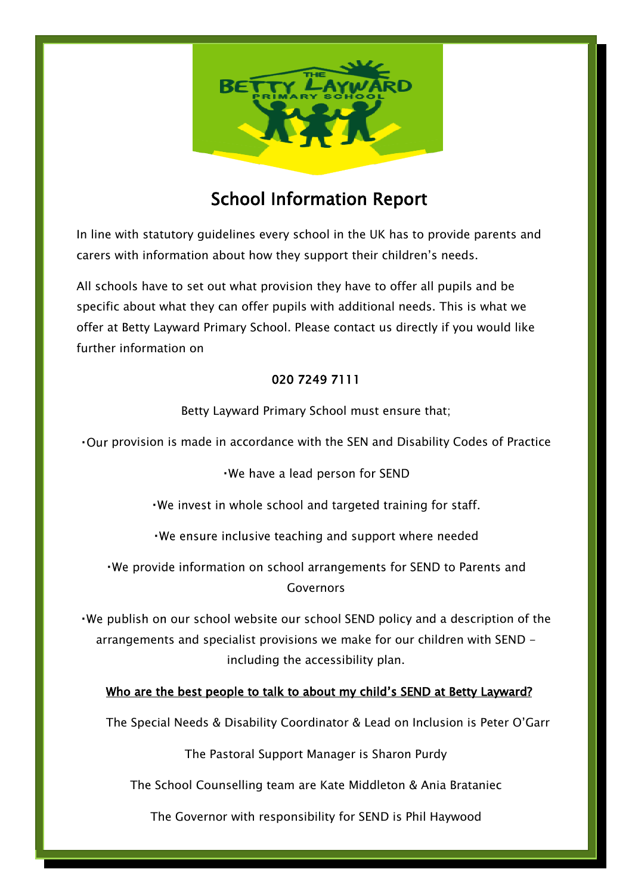# School Information Report

In line with statutory guidelines every school in the UK has to provide parents and carers with information about how they support their children's needs.

All schools have to set out what provision they have to offer all pupils and be specific about what they can offer pupils with additional needs. This is what we offer at Betty Layward Primary School. Please contact us directly if you would like further information on

**020 7249 7111**

Betty Layward Primary School must ensure that;

- Our provision is made in accordance with the SEN and Disability Codes of Practice
- We have a lead person for SEND
- We invest in whole school and targeted training for staff.
- We ensure inclusive teaching and support where needed
- We provide information on school arrangements for SEND to Parents and Governors
- We publish on our school website our school SEND policy and a description of the arrangements and specialist provisions we make for our children with SEND – including the accessibility plan.

## Who are the best people to talk to about my child's SEND at Betty Layward?

The Special Needs & Disability Coordinator & Lead on Inclusion is Peter O'Garr

The Pastoral Support Manager is Sharon Purdy

The School Counselling team are Kate Middleton & Ania Brataniec

The Governor with responsibility for SEND is Phil Haywood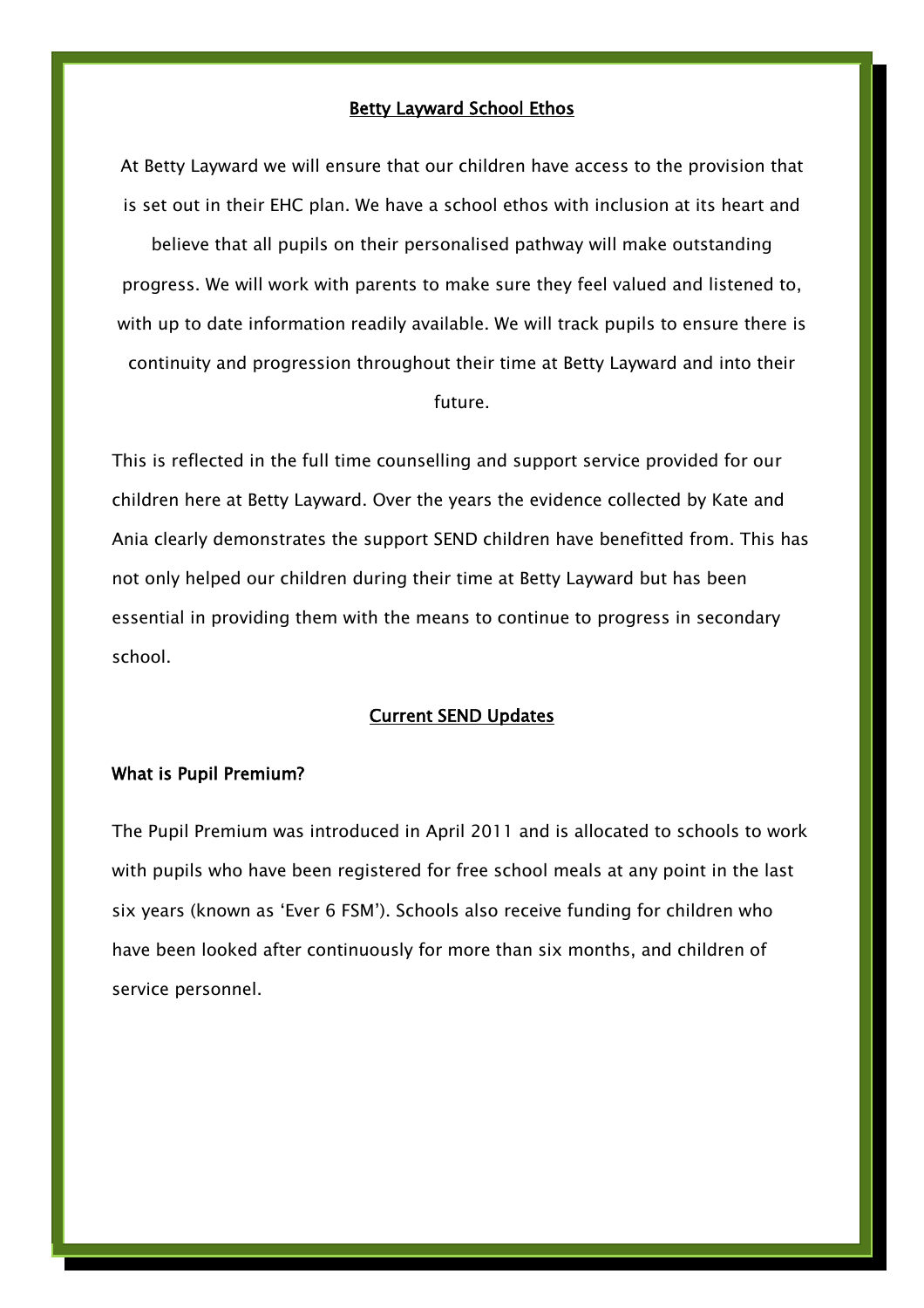## Betty Layward School Ethos

At Betty Layward we will ensure that our children have access to the provision that is set out in their EHC plan. We have a school ethos with inclusion at its heart and believe that all pupils on their personalised pathway will make outstanding progress. We will work with parents to make sure they feel valued and listened to, with up to date information readily available. We will track pupils to ensure there is continuity and progression throughout their time at Betty Layward and into their future.

This is reflected in the full time counselling and support service provided for our children here at Betty Layward. Over the years the evidence collected by Kate and Ania clearly demonstrates the support SEND children have benefitted from. This has not only helped our children during their time at Betty Layward but has been essential in providing them with the means to continue to progress in secondary school.

## Current SEND Updates

### What is Pupil Premium?

The Pupil Premium was introduced in April 2011 and is allocated to schools to work with pupils who have been registered for free school meals at any point in the last six years (known as 'Ever 6 FSM'). Schools also receive funding for children who have been looked after continuously for more than six months, and children of service personnel.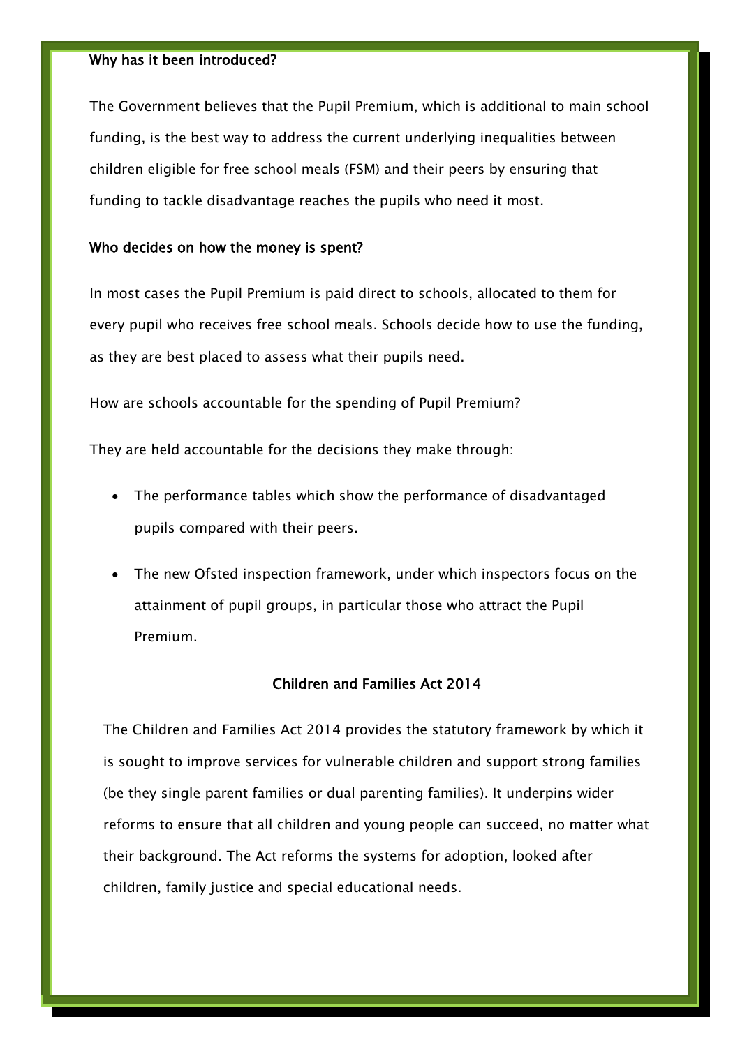**Why has it been introduced?**

The Government believes that the Pupil Premium, which is additional to main school funding, is the best way to address the current underlying inequalities between children eligible for free school meals (FSM) and their peers by ensuring that funding to tackle disadvantage reaches the pupils who need it most.

**Who decides on how the money is spent?**

In most cases the Pupil Premium is paid direct to schools, allocated to them for every pupil who receives free school meals. Schools decide how to use the funding, as they are best placed to assess what their pupils need.

How are schools accountable for the spending of Pupil Premium?

They are held accountable for the decisions they make through:

- The performance tables which show the performance of disadvantaged pupils compared with their peers.
- The new Ofsted inspection framework, under which inspectors focus on the attainment of pupil groups, in particular those who attract the Pupil Premium.

## Children and Families Act 2014

The Children and Families Act 2014 provides the statutory framework by which it is sought to improve services for vulnerable children and support strong families (be they single parent families or dual parenting families). It underpins wider reforms to ensure that all children and young people can succeed, no matter what their background. The Act reforms the systems for adoption, looked after children, family justice and special educational needs.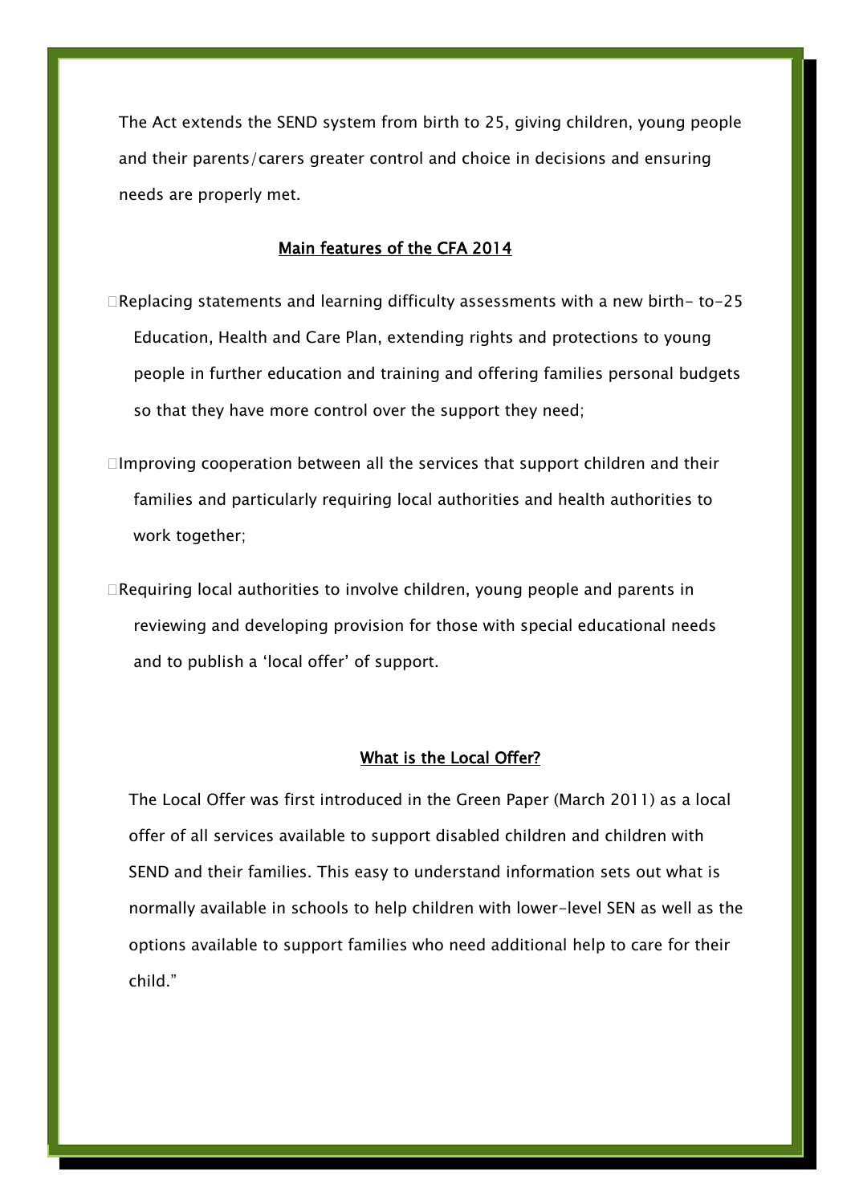The Act extends the SEND system from birth to 25, giving children, young people and their parents/carers greater control and choice in decisions and ensuring needs are properly met.

## Main features of the CFA 2014

- Replacing statements and learning difficulty assessments with a new birth- to-25 Education, Health and Care Plan, extending rights and protections to young people in further education and training and offering families personal budgets so that they have more control over the support they need;
- Improving cooperation between all the services that support children and their families and particularly requiring local authorities and health authorities to work together;
- Requiring local authorities to involve children, young people and parents in reviewing and developing provision for those with special educational needs and to publish a 'local offer' of support.

## What is the Local Offer?

The Local Offer was first introduced in the Green Paper (March 2011) as a local offer of all services available to support disabled children and children with SEND and their families. This easy to understand information sets out what is normally available in schools to help children with lower-level SEN as well as the options available to support families who need additional help to care for their child."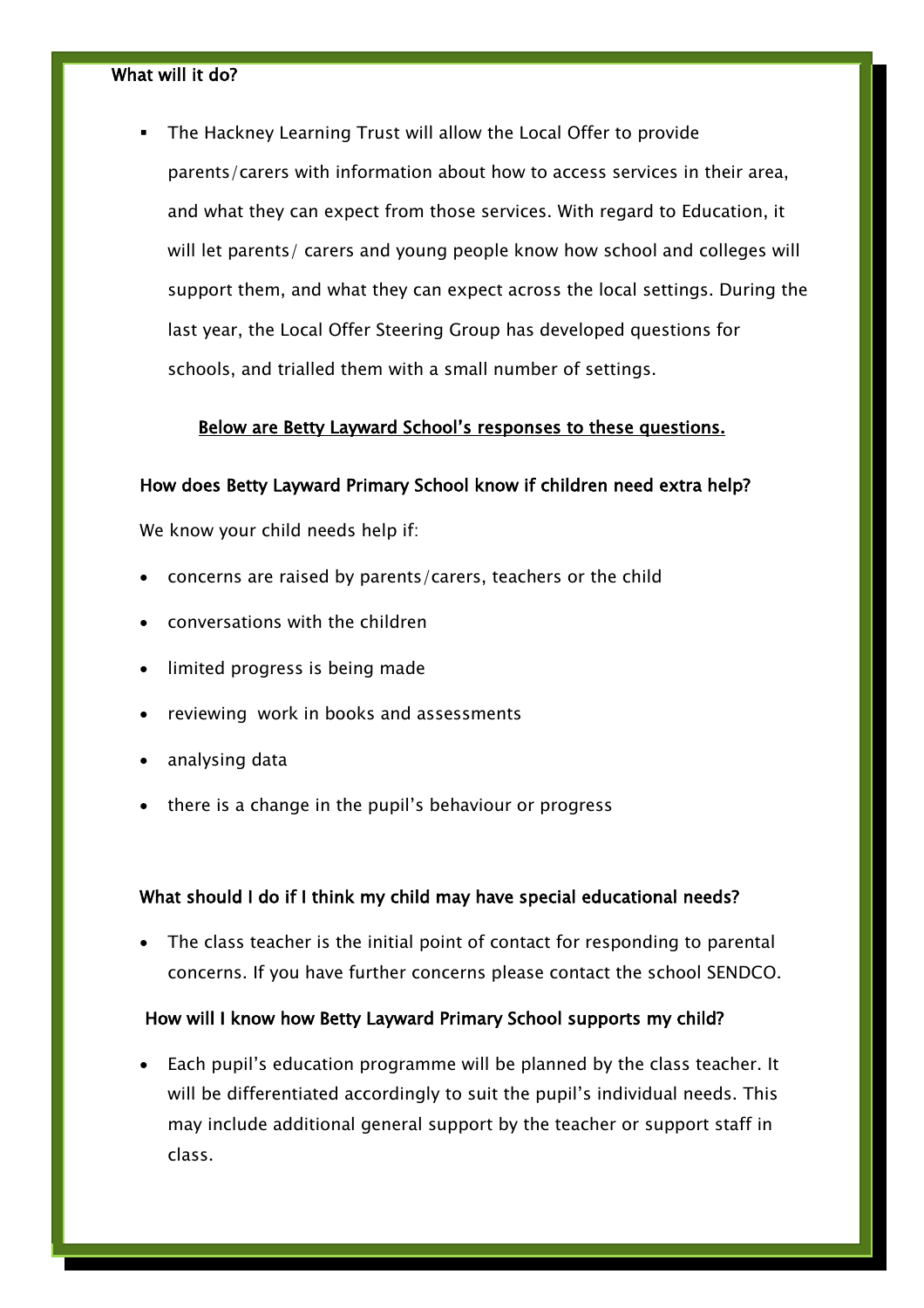**What will it do?**

- The Hackney Learning Trust will allow the Local Offer to provide parents/carers with information about how to access services in their area, and what they can expect from those services. With regard to Education, it will let parents/ carers and young people know how school and colleges will support them, and what they can expect across the local settings. During the last year, the Local Offer Steering Group has developed questions for schools, and trialled them with a small number of settings.

**Below are Betty Layward School's responses to these questions.**

**How does Betty Layward Primary School know if children need extra help?**

We know your child needs help if:

- concerns are raised by parents/carers, teachers or the child
- conversations with the children
- limited progress is being made
- reviewing work in books and assessments
- analysing data
- there is a change in the pupil's behaviour or progress

**What should I do if I think my child may have special educational needs?**

- The class teacher is the initial point of contact for responding to parental concerns. If you have further concerns please contact the school SENDCO.

**How will I know how Betty Layward Primary School supports my child?**

- Each pupil's education programme will be planned by the class teacher. It will be differentiated accordingly to suit the pupil's individual needs. This may include additional general support by the teacher or support staff in class.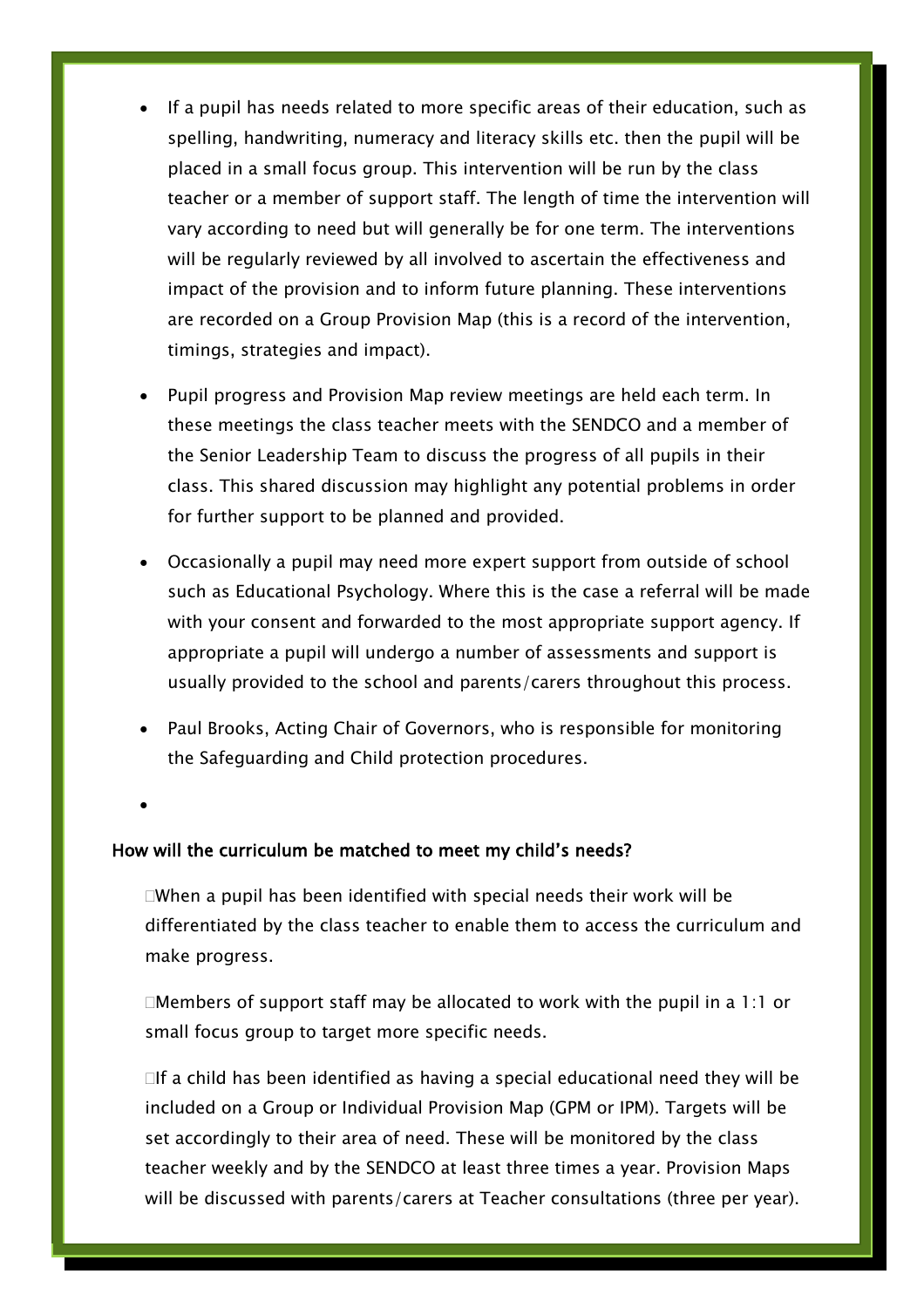- If a pupil has needs related to more specific areas of their education, such as spelling, handwriting, numeracy and literacy skills etc. then the pupil will be placed in a small focus group. This intervention will be run by the class teacher or a member of support staff. The length of time the intervention will vary according to need but will generally be for one term. The interventions will be regularly reviewed by all involved to ascertain the effectiveness and impact of the provision and to inform future planning. These interventions are recorded on a Group Provision Map (this is a record of the intervention, timings, strategies and impact).

- Pupil progress and Provision Map review meetings are held each term. In these meetings the class teacher meets with the SENDCO and a member of the Senior Leadership Team to discuss the progress of all pupils in their class. This shared discussion may highlight any potential problems in order for further support to be planned and provided.

- Occasionally a pupil may need more expert support from outside of school such as Educational Psychology. Where this is the case a referral will be made with your consent and forwarded to the most appropriate support agency. If appropriate a pupil will undergo a number of assessments and support is usually provided to the school and parents/carers throughout this process.

- Paul Brooks, Acting Chair of Governors, who is responsible for monitoring the Safeguarding and Child protection procedures.

**How will the curriculum be matched to meet my child's needs?**

When a pupil has been identified with special needs their work will be differentiated by the class teacher to enable them to access the curriculum and make progress.

Members of support staff may be allocated to work with the pupil in a 1:1 or small focus group to target more specific needs.

If a child has been identified as having a special educational need they will be included on a Group or Individual Provision Map (GPM or IPM). Targets will be set accordingly to their area of need. These will be monitored by the class teacher weekly and by the SENDCO at least three times a year. Provision Maps will be discussed with parents/carers at Teacher consultations (three per year).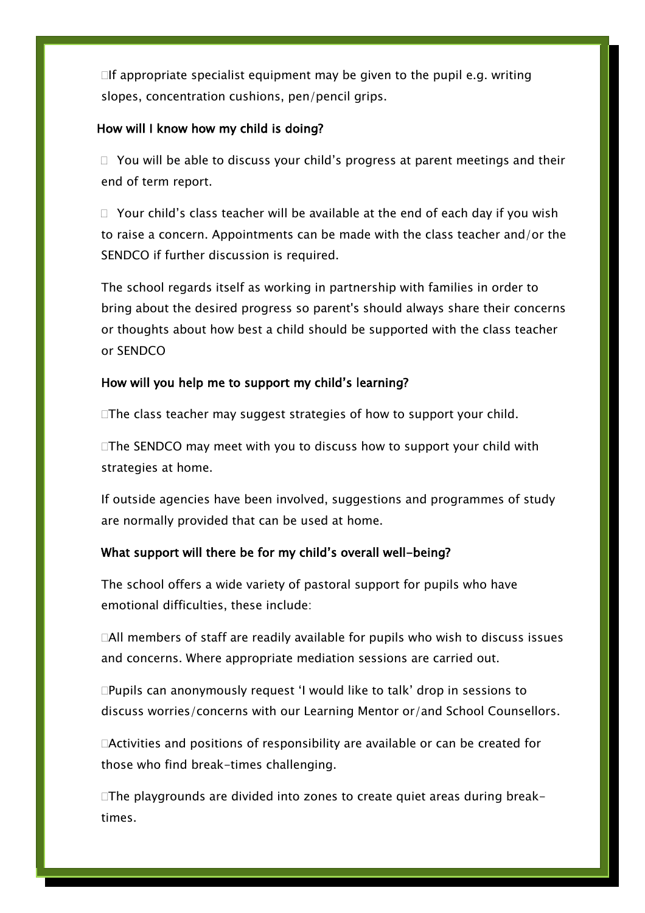- If appropriate specialist equipment may be given to the pupil e.g. writing slopes, concentration cushions, pen/pencil grips.

### How will I know how my child is doing?

- You will be able to discuss your child's progress at parent meetings and their end of term report.
- Your child's class teacher will be available at the end of each day if you wish to raise a concern. Appointments can be made with the class teacher and/or the SENDCO if further discussion is required.

The school regards itself as working in partnership with families in order to bring about the desired progress so parent's should always share their concerns or thoughts about how best a child should be supported with the class teacher or SENDCO

### How will you help me to support my child's learning?

- The class teacher may suggest strategies of how to support your child.
- The SENDCO may meet with you to discuss how to support your child with strategies at home.

If outside agencies have been involved, suggestions and programmes of study are normally provided that can be used at home.

### What support will there be for my child's overall well-being?

The school offers a wide variety of pastoral support for pupils who have emotional difficulties, these include:

- All members of staff are readily available for pupils who wish to discuss issues and concerns. Where appropriate mediation sessions are carried out.
- Pupils can anonymously request 'I would like to talk' drop in sessions to discuss worries/concerns with our Learning Mentor or/and School Counsellors.
- Activities and positions of responsibility are available or can be created for those who find break-times challenging.
- The playgrounds are divided into zones to create quiet areas during break-times.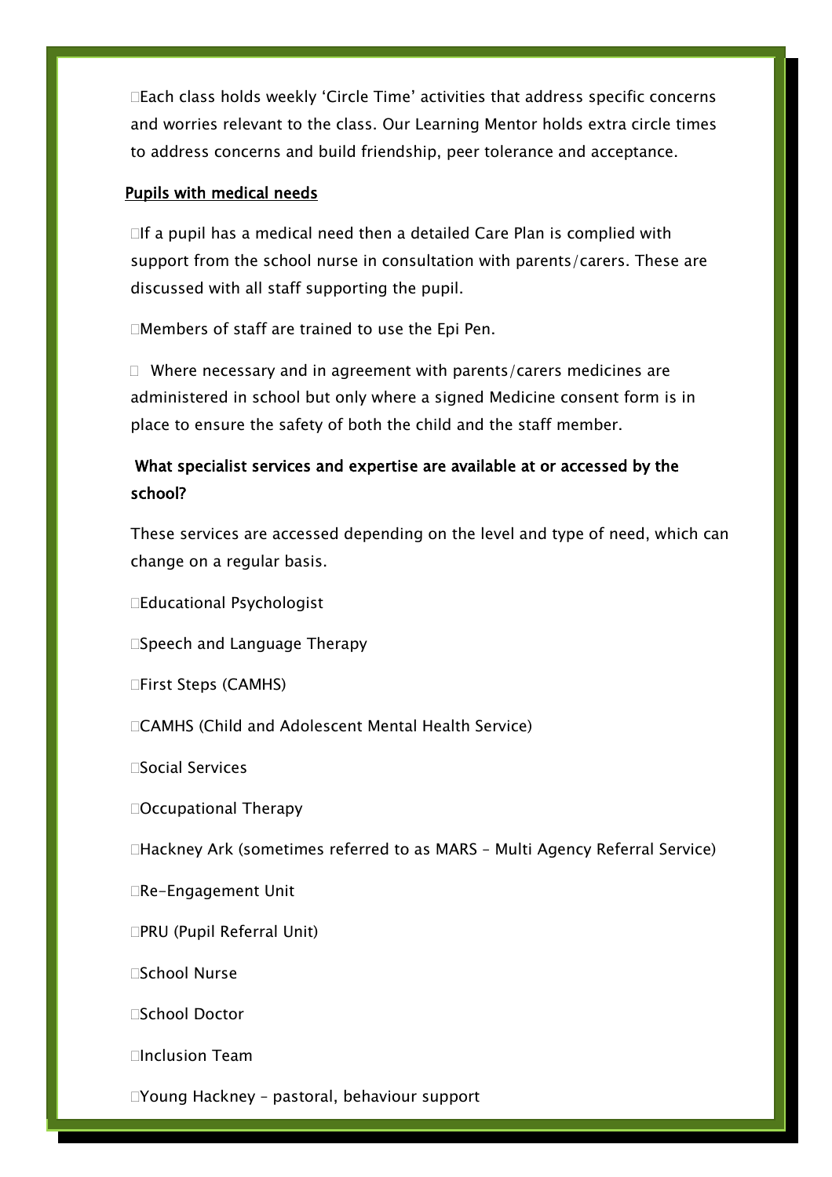- Each class holds weekly 'Circle Time' activities that address specific concerns and worries relevant to the class. Our Learning Mentor holds extra circle times to address concerns and build friendship, peer tolerance and acceptance.

**Pupils with medical needs**

- If a pupil has a medical need then a detailed Care Plan is complied with support from the school nurse in consultation with parents/carers. These are discussed with all staff supporting the pupil.
- Members of staff are trained to use the Epi Pen.
- Where necessary and in agreement with parents/carers medicines are administered in school but only where a signed Medicine consent form is in place to ensure the safety of both the child and the staff member.

**What specialist services and expertise are available at or accessed by the school?**

These services are accessed depending on the level and type of need, which can change on a regular basis.

- Educational Psychologist
- Speech and Language Therapy
- First Steps (CAMHS)
- CAMHS (Child and Adolescent Mental Health Service)
- Social Services
- Occupational Therapy
- Hackney Ark (sometimes referred to as MARS – Multi Agency Referral Service)
- Re-Engagement Unit
- PRU (Pupil Referral Unit)
- School Nurse
- School Doctor
- Inclusion Team
- Young Hackney – pastoral, behaviour support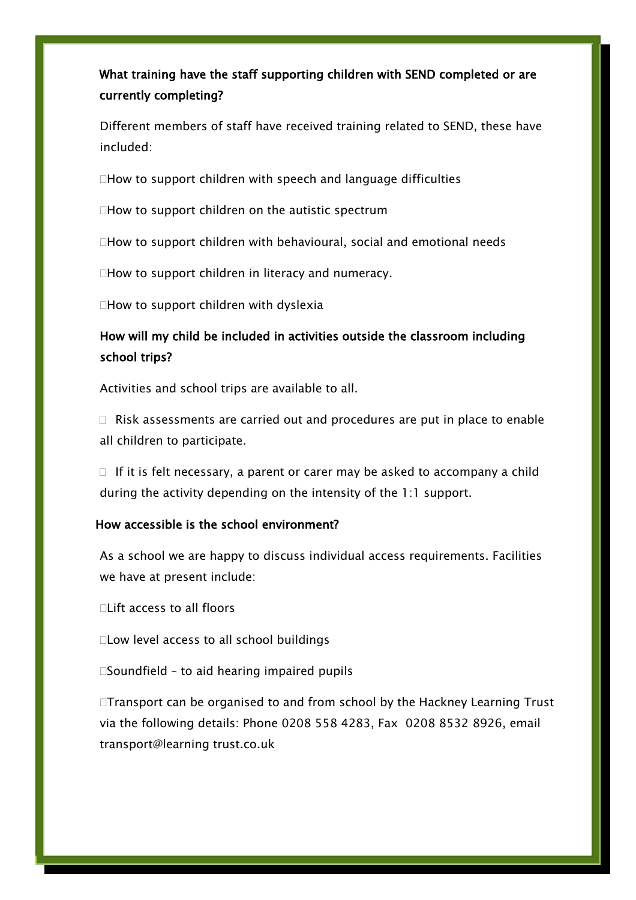### What training have the staff supporting children with SEND completed or are currently completing?

Different members of staff have received training related to SEND, these have included:

- How to support children with speech and language difficulties
- How to support children on the autistic spectrum
- How to support children with behavioural, social and emotional needs
- How to support children in literacy and numeracy.
- How to support children with dyslexia

### How will my child be included in activities outside the classroom including school trips?

Activities and school trips are available to all.

- Risk assessments are carried out and procedures are put in place to enable all children to participate.
- If it is felt necessary, a parent or carer may be asked to accompany a child during the activity depending on the intensity of the 1:1 support.

### How accessible is the school environment?

As a school we are happy to discuss individual access requirements. Facilities we have at present include:

- Lift access to all floors
- Low level access to all school buildings
- Soundfield – to aid hearing impaired pupils
- Transport can be organised to and from school by the Hackney Learning Trust via the following details: Phone 0208 558 4283, Fax 0208 8532 8926, email transport@learning trust.co.uk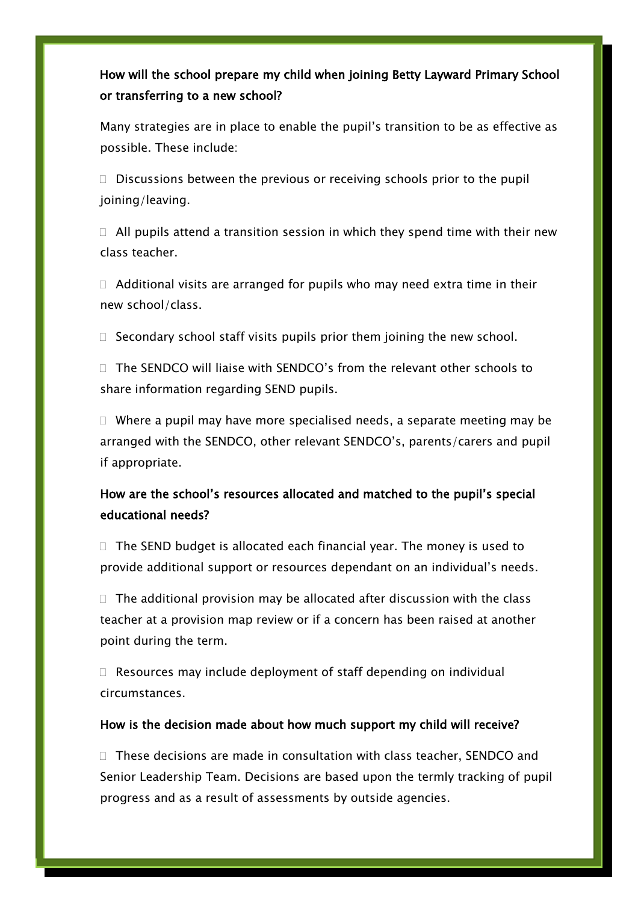## How will the school prepare my child when joining Betty Layward Primary School or transferring to a new school?

Many strategies are in place to enable the pupil's transition to be as effective as possible. These include:

- Discussions between the previous or receiving schools prior to the pupil joining/leaving.
- All pupils attend a transition session in which they spend time with their new class teacher.
- Additional visits are arranged for pupils who may need extra time in their new school/class.
- Secondary school staff visits pupils prior them joining the new school.
- The SENDCO will liaise with SENDCO's from the relevant other schools to share information regarding SEND pupils.
- Where a pupil may have more specialised needs, a separate meeting may be arranged with the SENDCO, other relevant SENDCO's, parents/carers and pupil if appropriate.

## How are the school's resources allocated and matched to the pupil's special educational needs?

- The SEND budget is allocated each financial year. The money is used to provide additional support or resources dependant on an individual's needs.
- The additional provision may be allocated after discussion with the class teacher at a provision map review or if a concern has been raised at another point during the term.
- Resources may include deployment of staff depending on individual circumstances.

## How is the decision made about how much support my child will receive?

- These decisions are made in consultation with class teacher, SENDCO and Senior Leadership Team. Decisions are based upon the termly tracking of pupil progress and as a result of assessments by outside agencies.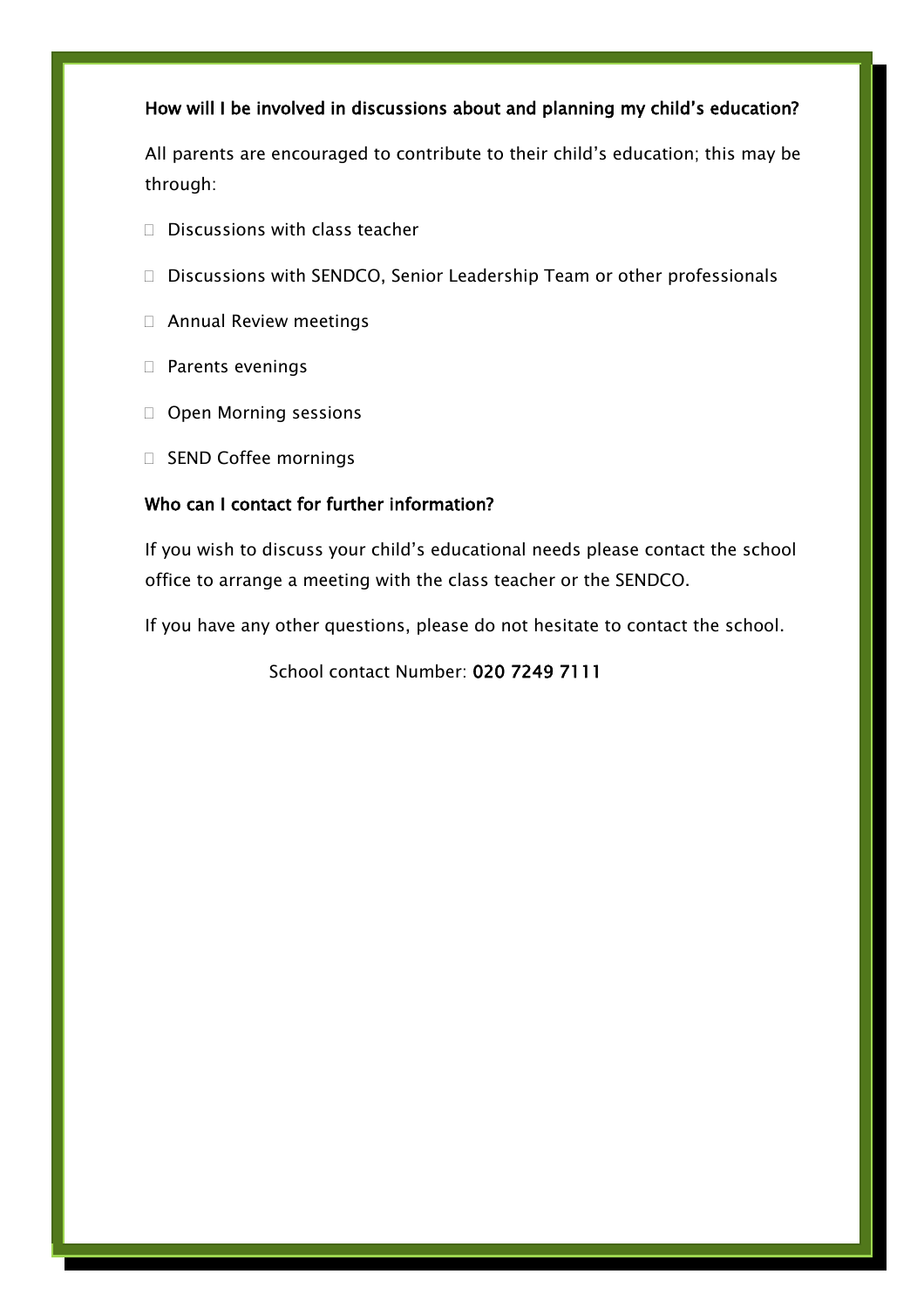**How will I be involved in discussions about and planning my child's education?**

All parents are encouraged to contribute to their child's education; this may be through:

- Discussions with class teacher
- Discussions with SENDCO, Senior Leadership Team or other professionals
- Annual Review meetings
- Parents evenings
- Open Morning sessions
- SEND Coffee mornings

**Who can I contact for further information?**

If you wish to discuss your child's educational needs please contact the school office to arrange a meeting with the class teacher or the SENDCO.

If you have any other questions, please do not hesitate to contact the school.

School contact Number: **020 7249 7111**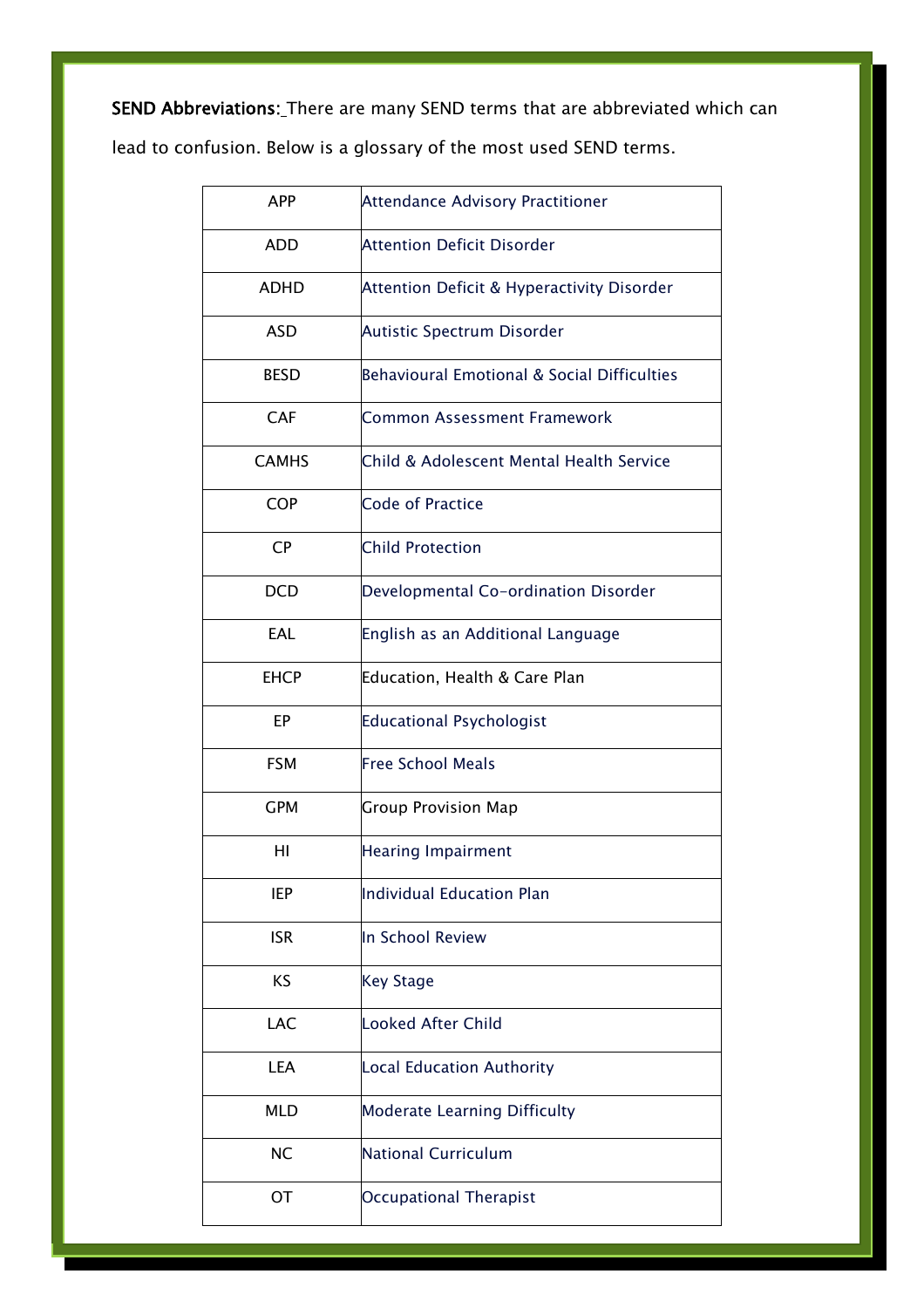**SEND Abbreviations**: There are many SEND terms that are abbreviated which can lead to confusion. Below is a glossary of the most used SEND terms.

| | |
|---|---|
| APP | Attendance Advisory Practitioner |
| ADD | Attention Deficit Disorder |
| ADHD | Attention Deficit & Hyperactivity Disorder |
| ASD | Autistic Spectrum Disorder |
| BESD | Behavioural Emotional & Social Difficulties |
| CAF | Common Assessment Framework |
| CAMHS | Child & Adolescent Mental Health Service |
| COP | Code of Practice |
| CP | Child Protection |
| DCD | Developmental Co-ordination Disorder |
| EAL | English as an Additional Language |
| EHCP | Education, Health & Care Plan |
| EP | Educational Psychologist |
| FSM | Free School Meals |
| GPM | Group Provision Map |
| HI | Hearing Impairment |
| IEP | Individual Education Plan |
| ISR | In School Review |
| KS | Key Stage |
| LAC | Looked After Child |
| LEA | Local Education Authority |
| MLD | Moderate Learning Difficulty |
| NC | National Curriculum |
| OT | Occupational Therapist |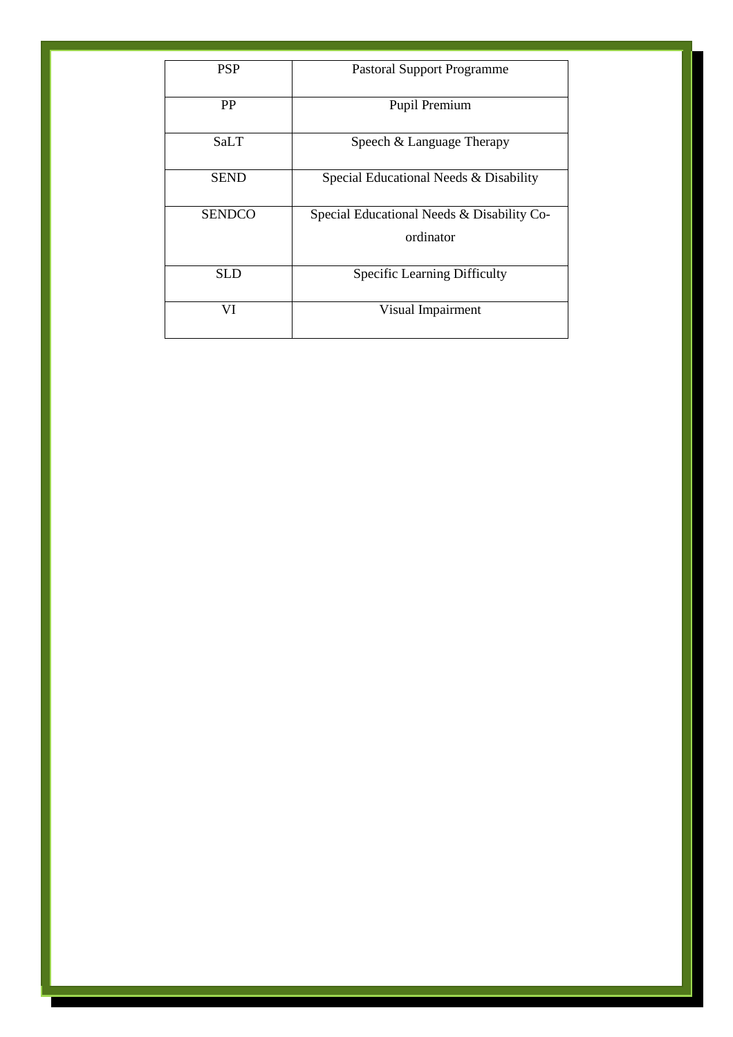| PSP | Pastoral Support Programme |
|---|---|
| PP | Pupil Premium |
| SaLT | Speech & Language Therapy |
| SEND | Special Educational Needs & Disability |
| SENDCO | Special Educational Needs & Disability Co-ordinator |
| SLD | Specific Learning Difficulty |
| VI | Visual Impairment |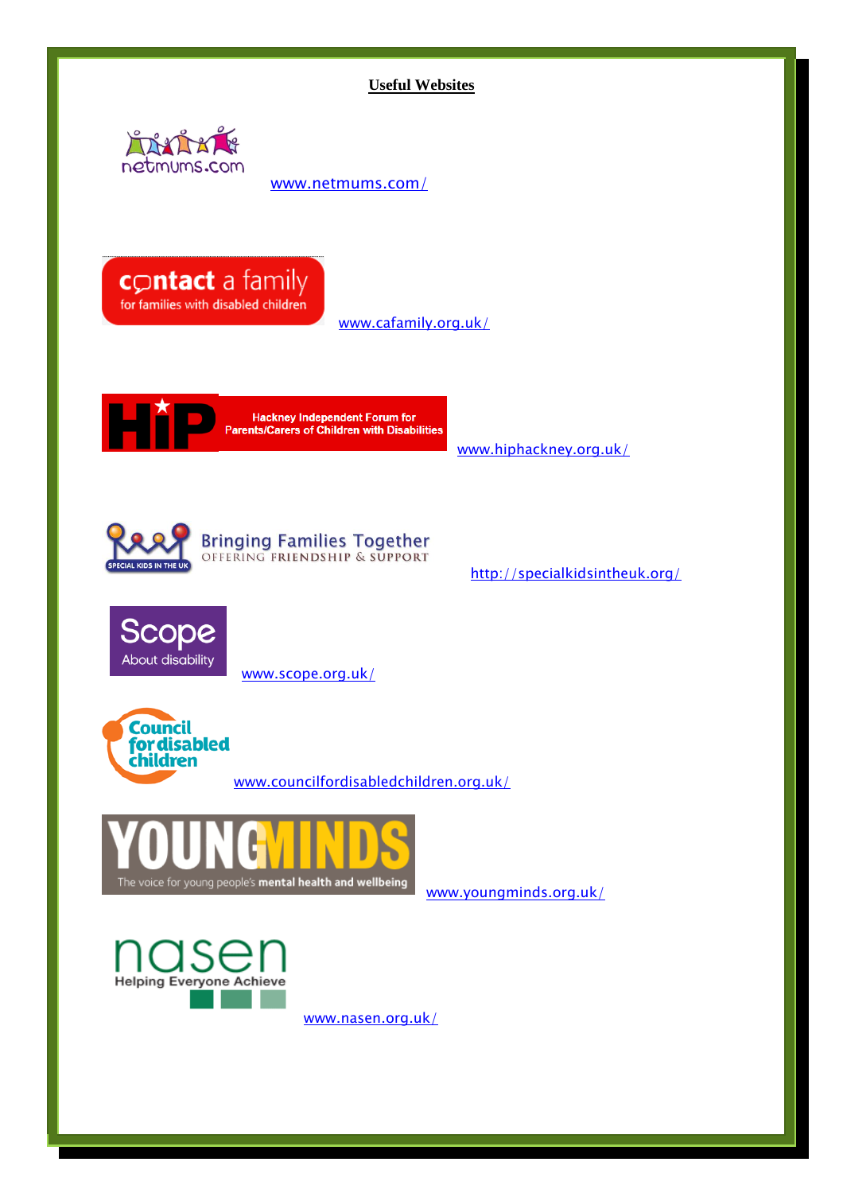**Useful Websites**

netmums.com

www.netmums.com/

contact a family
for families with disabled children

www.cafamily.org.uk/

HiP
Hackney Independent Forum for Parents/Carers of Children with Disabilities

www.hiphackney.org.uk/

SPECIAL KIDS IN THE UK
Bringing Families Together
OFFERING FRIENDSHIP & SUPPORT

http://specialkidsintheuk.org/

Scope
About disability

www.scope.org.uk/

Council for disabled children

www.councilfordisabledchildren.org.uk/

YOUNGMINDS
The voice for young people's mental health and wellbeing

www.youngminds.org.uk/

nasen
Helping Everyone Achieve

www.nasen.org.uk/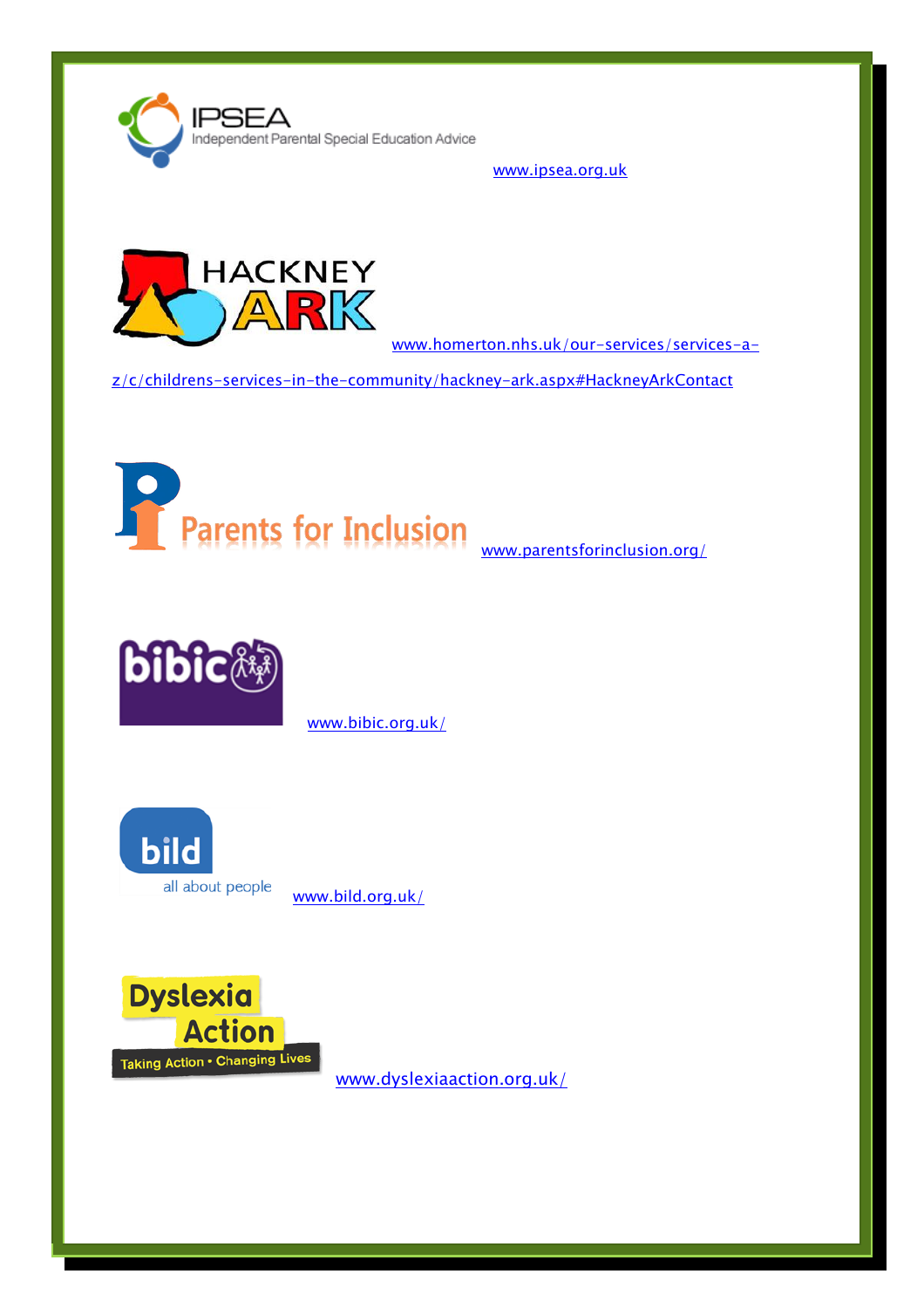IPSEA
Independent Parental Special Education Advice

www.ipsea.org.uk

HACKNEY ARK

www.homerton.nhs.uk/our-services/services-a-z/c/childrens-services-in-the-community/hackney-ark.aspx#HackneyArkContact

Parents for Inclusion

www.parentsforinclusion.org/

bibic

www.bibic.org.uk/

bild
all about people

www.bild.org.uk/

Dyslexia Action
Taking Action • Changing Lives

www.dyslexiaaction.org.uk/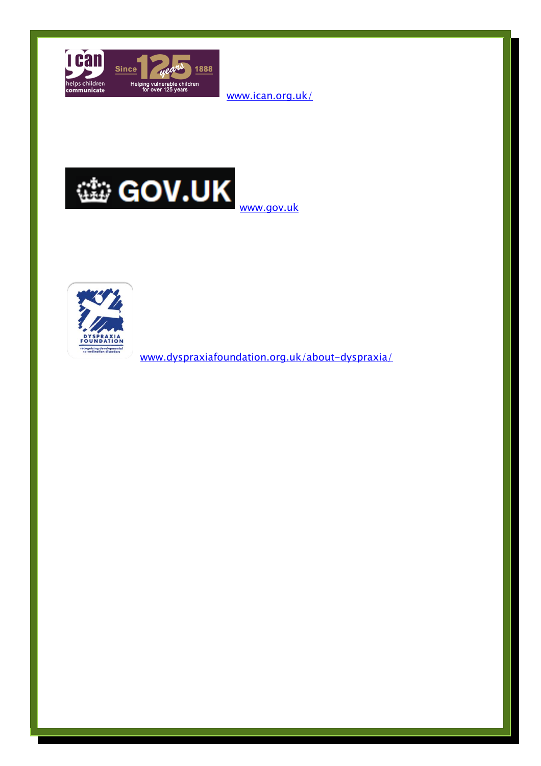www.ican.org.uk/

www.gov.uk

www.dyspraxiafoundation.org.uk/about-dyspraxia/